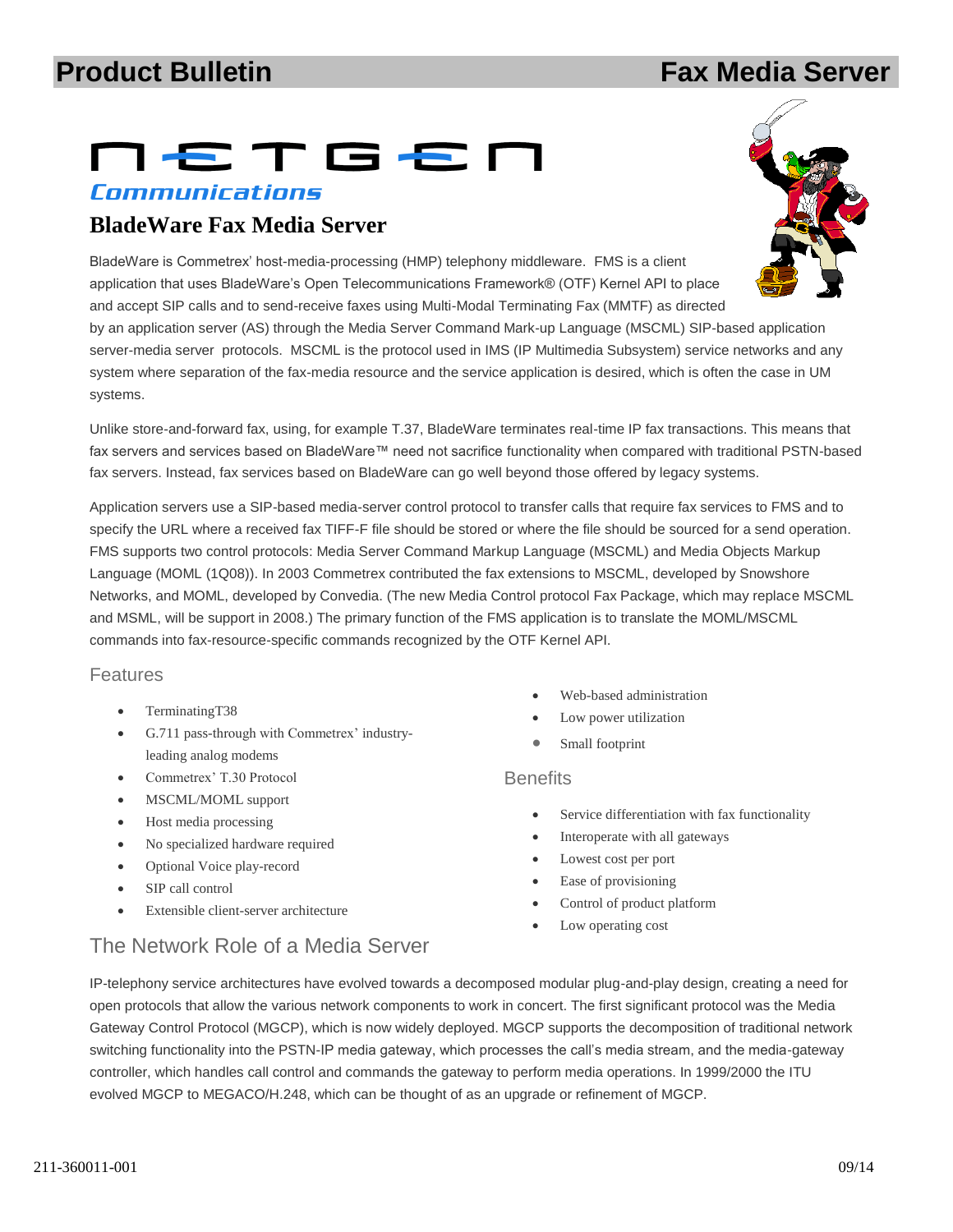# Product Bulletin — Fax Media Server

NETGEN Communications

## BladeWare Fax Media Server

BladeWare is Commetrex' host-media-processing (HMP) telephony middleware. FMS is a client application that uses BladeWare's Open Telecommunications Framework® (OTF) Kernel API to place and accept SIP calls and to send-receive faxes using Multi-Modal Terminating Fax (MMTF) as directed by an application server (AS) through the Media Server Command Mark-up Language (MSCML) SIP-based application server-media server protocols. MSCML is the protocol used in IMS (IP Multimedia Subsystem) service networks and any system where separation of the fax-media resource and the service application is desired, which is often the case in UM systems.

Unlike store-and-forward fax, using, for example T.37, BladeWare terminates real-time IP fax transactions. This means that fax servers and services based on BladeWare™ need not sacrifice functionality when compared with traditional PSTN-based fax servers. Instead, fax services based on BladeWare can go well beyond those offered by legacy systems.

Application servers use a SIP-based media-server control protocol to transfer calls that require fax services to FMS and to specify the URL where a received fax TIFF-F file should be stored or where the file should be sourced for a send operation. FMS supports two control protocols: Media Server Command Markup Language (MSCML) and Media Objects Markup Language (MOML (1Q08)). In 2003 Commetrex contributed the fax extensions to MSCML, developed by Snowshore Networks, and MOML, developed by Convedia. (The new Media Control protocol Fax Package, which may replace MSCML and MSML, will be support in 2008.) The primary function of the FMS application is to translate the MOML/MSCML commands into fax-resource-specific commands recognized by the OTF Kernel API.

### Features

- TerminatingT38
- G.711 pass-through with Commetrex' industry-leading analog modems
- Commetrex' T.30 Protocol
- MSCML/MOML support
- Host media processing
- No specialized hardware required
- Optional Voice play-record
- SIP call control
- Extensible client-server architecture
- Web-based administration
- Low power utilization
- Small footprint

### Benefits

- Service differentiation with fax functionality
- Interoperate with all gateways
- Lowest cost per port
- Ease of provisioning
- Control of product platform
- Low operating cost

### The Network Role of a Media Server

IP-telephony service architectures have evolved towards a decomposed modular plug-and-play design, creating a need for open protocols that allow the various network components to work in concert. The first significant protocol was the Media Gateway Control Protocol (MGCP), which is now widely deployed. MGCP supports the decomposition of traditional network switching functionality into the PSTN-IP media gateway, which processes the call's media stream, and the media-gateway controller, which handles call control and commands the gateway to perform media operations. In 1999/2000 the ITU evolved MGCP to MEGACO/H.248, which can be thought of as an upgrade or refinement of MGCP.

211-360011-001 09/14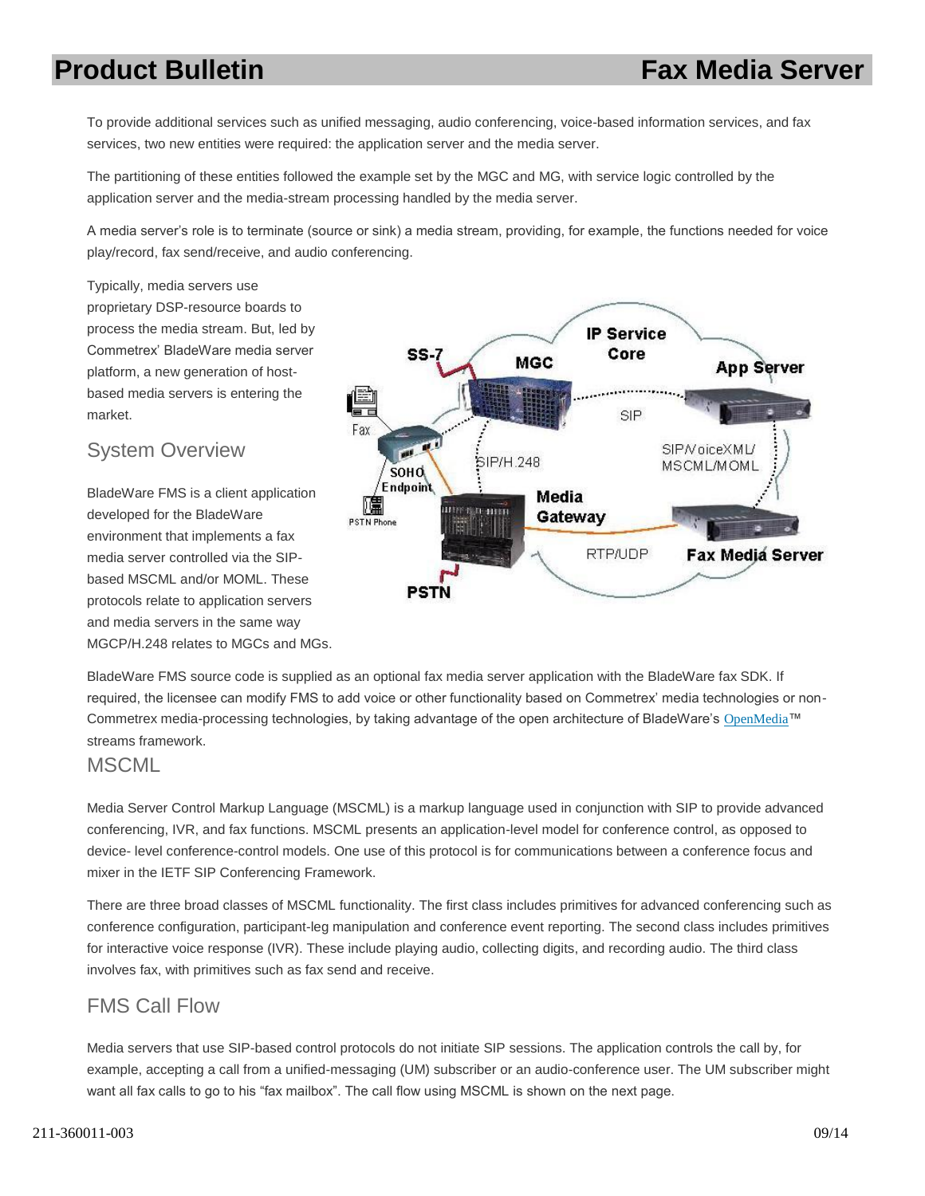To provide additional services such as unified messaging, audio conferencing, voice-based information services, and fax services, two new entities were required: the application server and the media server.

The partitioning of these entities followed the example set by the MGC and MG, with service logic controlled by the application server and the media-stream processing handled by the media server.

A media server's role is to terminate (source or sink) a media stream, providing, for example, the functions needed for voice play/record, fax send/receive, and audio conferencing.

Typically, media servers use proprietary DSP-resource boards to process the media stream. But, led by Commetrex' BladeWare media server platform, a new generation of host-based media servers is entering the market.

## System Overview

BladeWare FMS is a client application developed for the BladeWare environment that implements a fax media server controlled via the SIP-based MSCML and/or MOML. These protocols relate to application servers and media servers in the same way MGCP/H.248 relates to MGCs and MGs.

BladeWare FMS source code is supplied as an optional fax media server application with the BladeWare fax SDK. If required, the licensee can modify FMS to add voice or other functionality based on Commetrex' media technologies or non-Commetrex media-processing technologies, by taking advantage of the open architecture of BladeWare's OpenMedia™ streams framework.

## MSCML

Media Server Control Markup Language (MSCML) is a markup language used in conjunction with SIP to provide advanced conferencing, IVR, and fax functions. MSCML presents an application-level model for conference control, as opposed to device- level conference-control models. One use of this protocol is for communications between a conference focus and mixer in the IETF SIP Conferencing Framework.

There are three broad classes of MSCML functionality. The first class includes primitives for advanced conferencing such as conference configuration, participant-leg manipulation and conference event reporting. The second class includes primitives for interactive voice response (IVR). These include playing audio, collecting digits, and recording audio. The third class involves fax, with primitives such as fax send and receive.

## FMS Call Flow

Media servers that use SIP-based control protocols do not initiate SIP sessions. The application controls the call by, for example, accepting a call from a unified-messaging (UM) subscriber or an audio-conference user. The UM subscriber might want all fax calls to go to his "fax mailbox". The call flow using MSCML is shown on the next page.

211-360011-003 09/14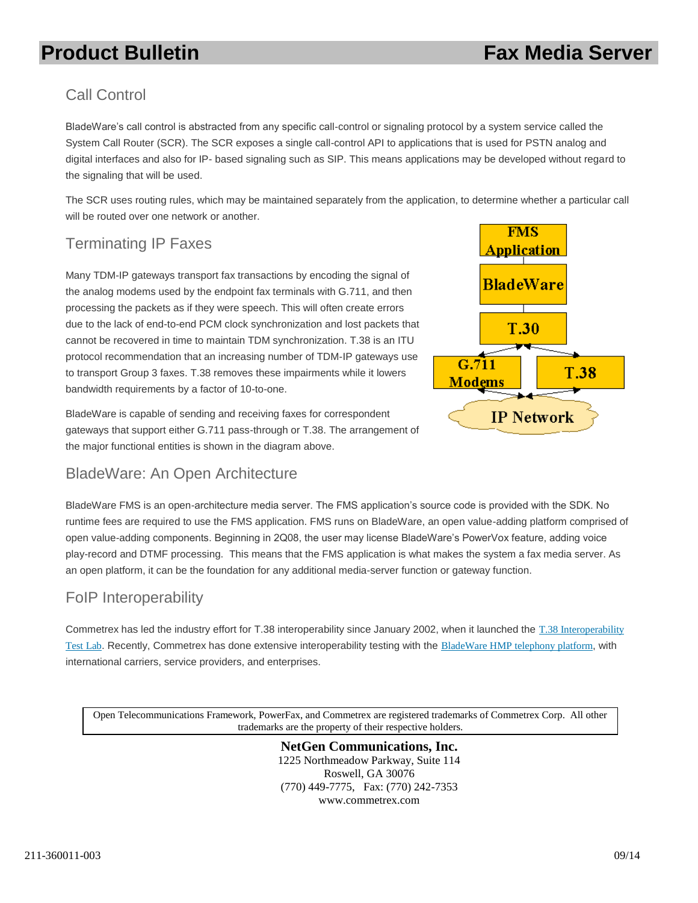## Call Control

BladeWare's call control is abstracted from any specific call-control or signaling protocol by a system service called the System Call Router (SCR). The SCR exposes a single call-control API to applications that is used for PSTN analog and digital interfaces and also for IP- based signaling such as SIP. This means applications may be developed without regard to the signaling that will be used.

The SCR uses routing rules, which may be maintained separately from the application, to determine whether a particular call will be routed over one network or another.

## Terminating IP Faxes

Many TDM-IP gateways transport fax transactions by encoding the signal of the analog modems used by the endpoint fax terminals with G.711, and then processing the packets as if they were speech. This will often create errors due to the lack of end-to-end PCM clock synchronization and lost packets that cannot be recovered in time to maintain TDM synchronization. T.38 is an ITU protocol recommendation that an increasing number of TDM-IP gateways use to transport Group 3 faxes. T.38 removes these impairments while it lowers bandwidth requirements by a factor of 10-to-one.

FMS Application

BladeWare

T.30

G.711 Modems

T.38

IP Network

BladeWare is capable of sending and receiving faxes for correspondent gateways that support either G.711 pass-through or T.38. The arrangement of the major functional entities is shown in the diagram above.

## BladeWare: An Open Architecture

BladeWare FMS is an open-architecture media server. The FMS application's source code is provided with the SDK. No runtime fees are required to use the FMS application. FMS runs on BladeWare, an open value-adding platform comprised of open value-adding components. Beginning in 2Q08, the user may license BladeWare's PowerVox feature, adding voice play-record and DTMF processing. This means that the FMS application is what makes the system a fax media server. As an open platform, it can be the foundation for any additional media-server function or gateway function.

## FoIP Interoperability

Commetrex has led the industry effort for T.38 interoperability since January 2002, when it launched the T.38 Interoperability Test Lab. Recently, Commetrex has done extensive interoperability testing with the BladeWare HMP telephony platform, with international carriers, service providers, and enterprises.

Open Telecommunications Framework, PowerFax, and Commetrex are registered trademarks of Commetrex Corp. All other trademarks are the property of their respective holders.

**NetGen Communications, Inc.**
1225 Northmeadow Parkway, Suite 114
Roswell, GA 30076
(770) 449-7775, Fax: (770) 242-7353
www.commetrex.com

211-360011-003 09/14